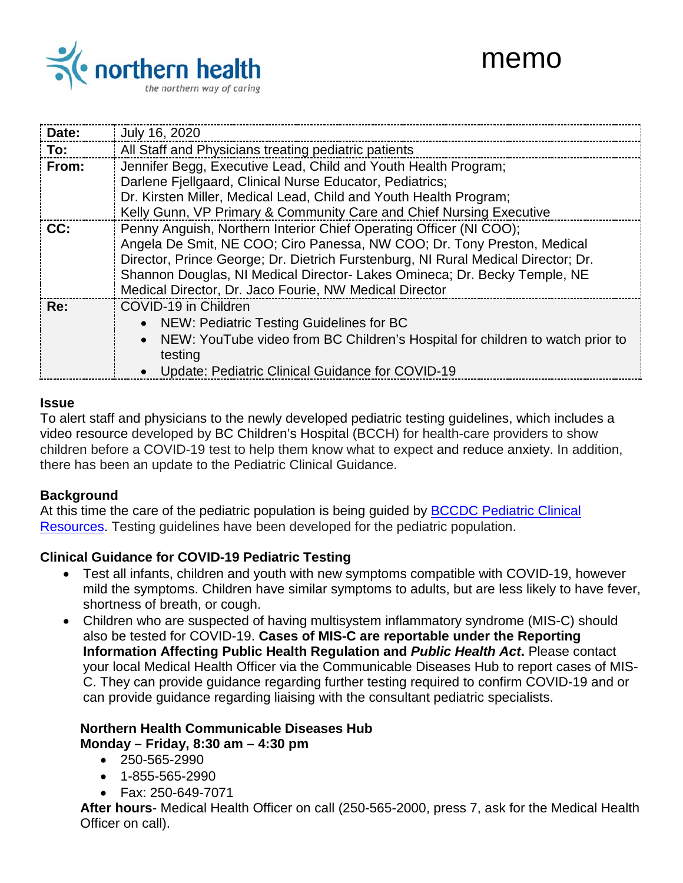northern health
*the northern way of caring*

# memo

| | |
|---|---|
| **Date:** | July 16, 2020 |
| **To:** | All Staff and Physicians treating pediatric patients |
| **From:** | Jennifer Begg, Executive Lead, Child and Youth Health Program; Darlene Fjellgaard, Clinical Nurse Educator, Pediatrics; Dr. Kirsten Miller, Medical Lead, Child and Youth Health Program; Kelly Gunn, VP Primary & Community Care and Chief Nursing Executive |
| **CC:** | Penny Anguish, Northern Interior Chief Operating Officer (NI COO); Angela De Smit, NE COO; Ciro Panessa, NW COO; Dr. Tony Preston, Medical Director, Prince George; Dr. Dietrich Furstenburg, NI Rural Medical Director; Dr. Shannon Douglas, NI Medical Director- Lakes Omineca; Dr. Becky Temple, NE Medical Director, Dr. Jaco Fourie, NW Medical Director |
| **Re:** | COVID-19 in Children<br>• NEW: Pediatric Testing Guidelines for BC<br>• NEW: YouTube video from BC Children's Hospital for children to watch prior to testing<br>• Update: Pediatric Clinical Guidance for COVID-19 |

**Issue**

To alert staff and physicians to the newly developed pediatric testing guidelines, which includes a video resource developed by BC Children's Hospital (BCCH) for health-care providers to show children before a COVID-19 test to help them know what to expect and reduce anxiety. In addition, there has been an update to the Pediatric Clinical Guidance.

**Background**

At this time the care of the pediatric population is being guided by BCCDC Pediatric Clinical Resources. Testing guidelines have been developed for the pediatric population.

**Clinical Guidance for COVID-19 Pediatric Testing**

- Test all infants, children and youth with new symptoms compatible with COVID-19, however mild the symptoms. Children have similar symptoms to adults, but are less likely to have fever, shortness of breath, or cough.
- Children who are suspected of having multisystem inflammatory syndrome (MIS-C) should also be tested for COVID-19. **Cases of MIS-C are reportable under the Reporting Information Affecting Public Health Regulation and *Public Health Act*.** Please contact your local Medical Health Officer via the Communicable Diseases Hub to report cases of MIS-C. They can provide guidance regarding further testing required to confirm COVID-19 and or can provide guidance regarding liaising with the consultant pediatric specialists.

**Northern Health Communicable Diseases Hub**
**Monday – Friday, 8:30 am – 4:30 pm**

- 250-565-2990
- 1-855-565-2990
- Fax: 250-649-7071

**After hours**- Medical Health Officer on call (250-565-2000, press 7, ask for the Medical Health Officer on call).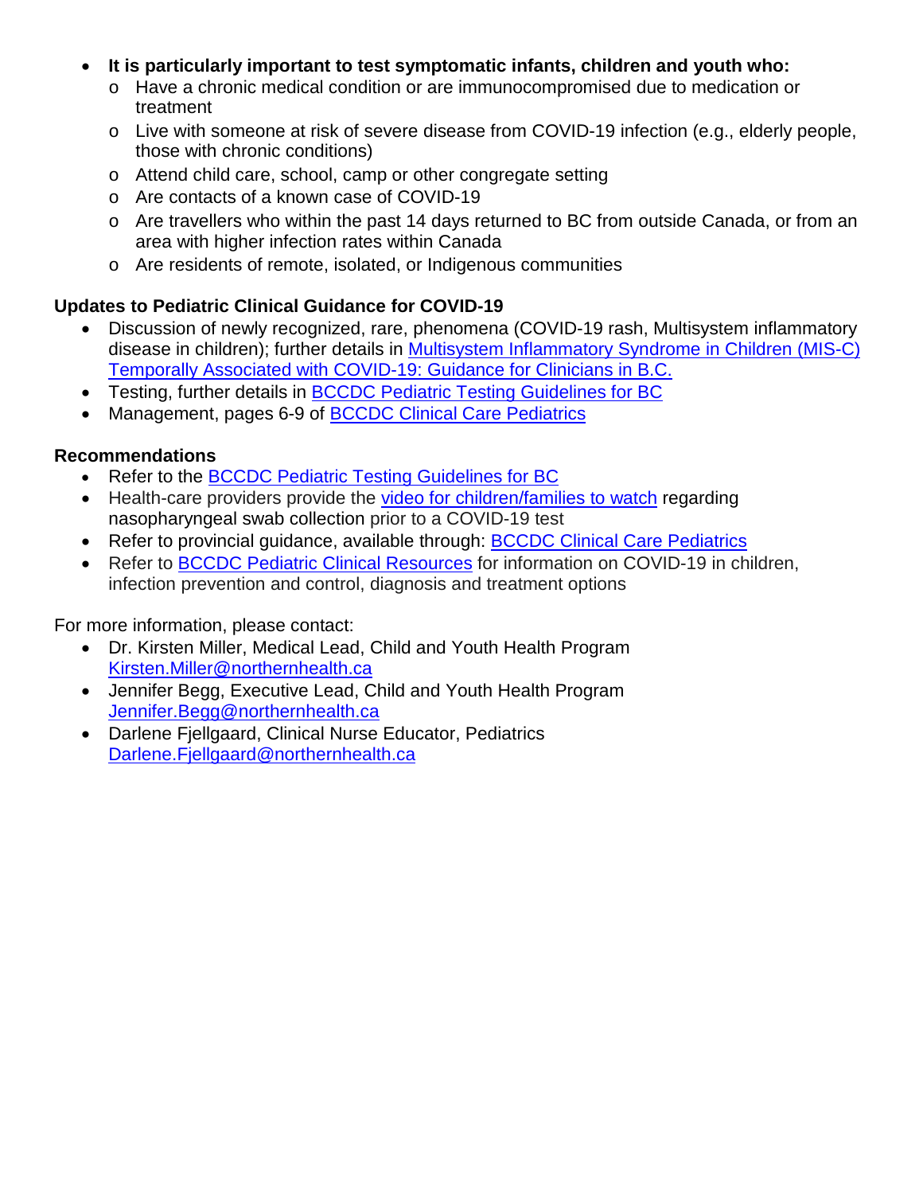- **It is particularly important to test symptomatic infants, children and youth who:**
    - Have a chronic medical condition or are immunocompromised due to medication or treatment
    - Live with someone at risk of severe disease from COVID-19 infection (e.g., elderly people, those with chronic conditions)
    - Attend child care, school, camp or other congregate setting
    - Are contacts of a known case of COVID-19
    - Are travellers who within the past 14 days returned to BC from outside Canada, or from an area with higher infection rates within Canada
    - Are residents of remote, isolated, or Indigenous communities

### Updates to Pediatric Clinical Guidance for COVID-19

- Discussion of newly recognized, rare, phenomena (COVID-19 rash, Multisystem inflammatory disease in children); further details in Multisystem Inflammatory Syndrome in Children (MIS-C) Temporally Associated with COVID-19: Guidance for Clinicians in B.C.
- Testing, further details in BCCDC Pediatric Testing Guidelines for BC
- Management, pages 6-9 of BCCDC Clinical Care Pediatrics

### Recommendations

- Refer to the BCCDC Pediatric Testing Guidelines for BC
- Health-care providers provide the video for children/families to watch regarding nasopharyngeal swab collection prior to a COVID-19 test
- Refer to provincial guidance, available through: BCCDC Clinical Care Pediatrics
- Refer to BCCDC Pediatric Clinical Resources for information on COVID-19 in children, infection prevention and control, diagnosis and treatment options

For more information, please contact:

- Dr. Kirsten Miller, Medical Lead, Child and Youth Health Program
  Kirsten.Miller@northernhealth.ca
- Jennifer Begg, Executive Lead, Child and Youth Health Program
  Jennifer.Begg@northernhealth.ca
- Darlene Fjellgaard, Clinical Nurse Educator, Pediatrics
  Darlene.Fjellgaard@northernhealth.ca